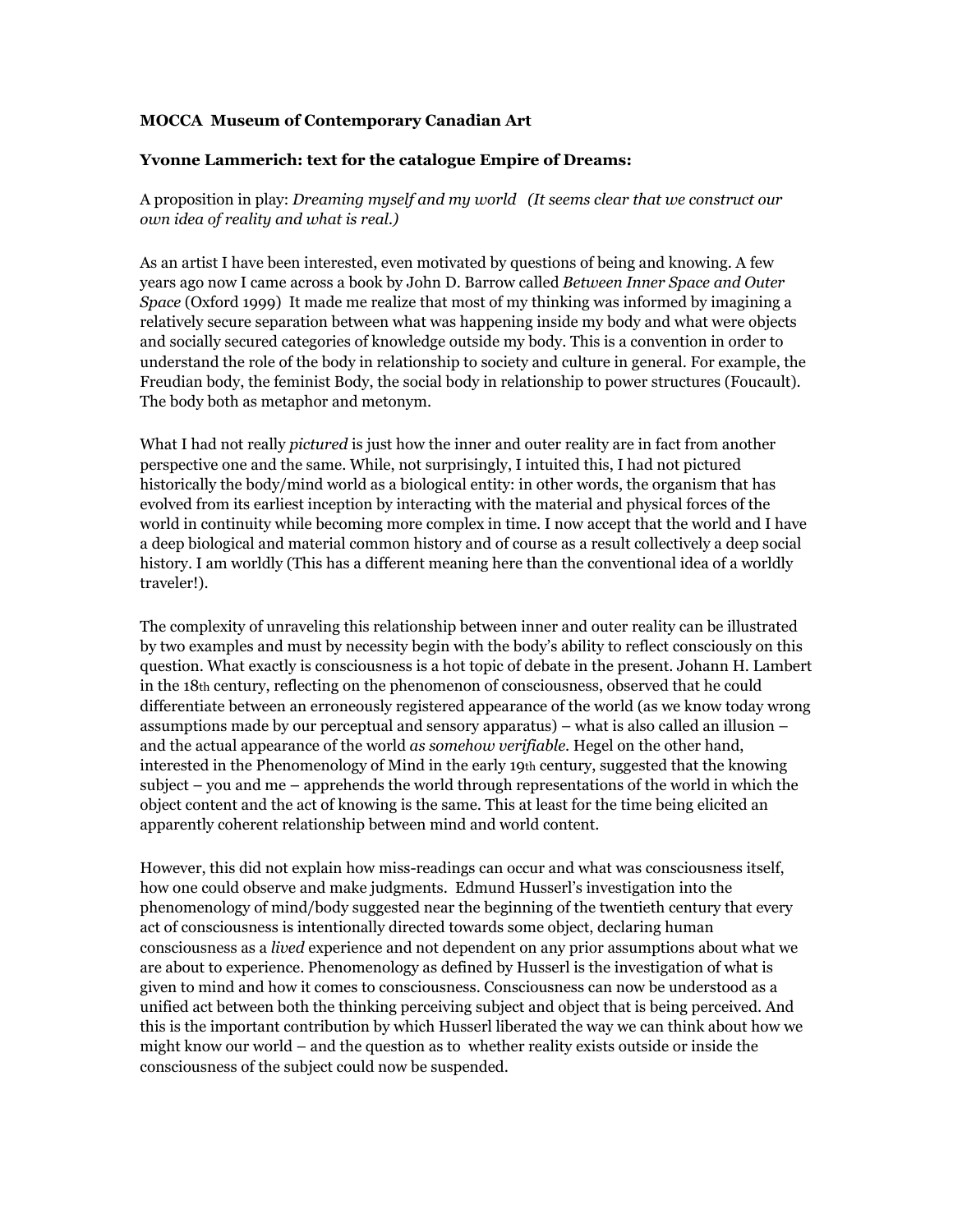**MOCCA Museum of Contemporary Canadian Art**

**Yvonne Lammerich: text for the catalogue Empire of Dreams:**

A proposition in play: *Dreaming myself and my world (It seems clear that we construct our own idea of reality and what is real.)*

As an artist I have been interested, even motivated by questions of being and knowing. A few years ago now I came across a book by John D. Barrow called *Between Inner Space and Outer Space* (Oxford 1999) It made me realize that most of my thinking was informed by imagining a relatively secure separation between what was happening inside my body and what were objects and socially secured categories of knowledge outside my body. This is a convention in order to understand the role of the body in relationship to society and culture in general. For example, the Freudian body, the feminist Body, the social body in relationship to power structures (Foucault). The body both as metaphor and metonym.

What I had not really *pictured* is just how the inner and outer reality are in fact from another perspective one and the same. While, not surprisingly, I intuited this, I had not pictured historically the body/mind world as a biological entity: in other words, the organism that has evolved from its earliest inception by interacting with the material and physical forces of the world in continuity while becoming more complex in time. I now accept that the world and I have a deep biological and material common history and of course as a result collectively a deep social history. I am worldly (This has a different meaning here than the conventional idea of a worldly traveler!).

The complexity of unraveling this relationship between inner and outer reality can be illustrated by two examples and must by necessity begin with the body's ability to reflect consciously on this question. What exactly is consciousness is a hot topic of debate in the present. Johann H. Lambert in the 18th century, reflecting on the phenomenon of consciousness, observed that he could differentiate between an erroneously registered appearance of the world (as we know today wrong assumptions made by our perceptual and sensory apparatus) – what is also called an illusion – and the actual appearance of the world *as somehow verifiable*. Hegel on the other hand, interested in the Phenomenology of Mind in the early 19th century, suggested that the knowing subject – you and me – apprehends the world through representations of the world in which the object content and the act of knowing is the same. This at least for the time being elicited an apparently coherent relationship between mind and world content.

However, this did not explain how miss-readings can occur and what was consciousness itself, how one could observe and make judgments. Edmund Husserl's investigation into the phenomenology of mind/body suggested near the beginning of the twentieth century that every act of consciousness is intentionally directed towards some object, declaring human consciousness as a *lived* experience and not dependent on any prior assumptions about what we are about to experience. Phenomenology as defined by Husserl is the investigation of what is given to mind and how it comes to consciousness. Consciousness can now be understood as a unified act between both the thinking perceiving subject and object that is being perceived. And this is the important contribution by which Husserl liberated the way we can think about how we might know our world – and the question as to whether reality exists outside or inside the consciousness of the subject could now be suspended.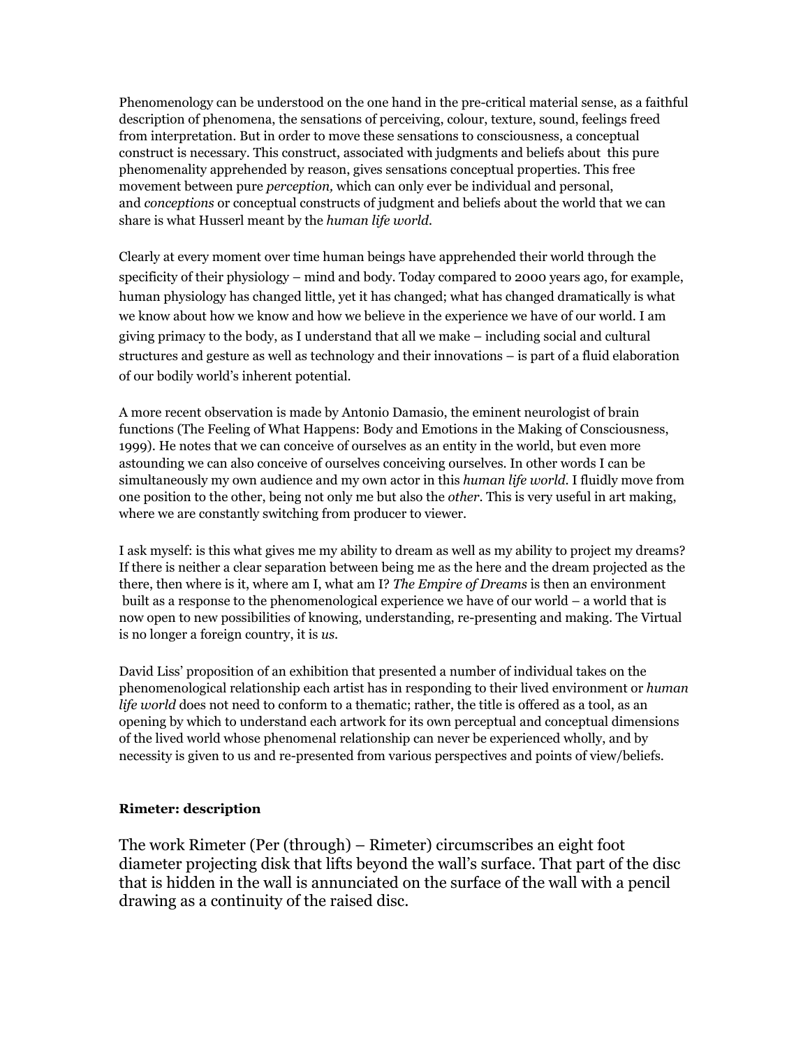Phenomenology can be understood on the one hand in the pre-critical material sense, as a faithful description of phenomena, the sensations of perceiving, colour, texture, sound, feelings freed from interpretation. But in order to move these sensations to consciousness, a conceptual construct is necessary. This construct, associated with judgments and beliefs about this pure phenomenality apprehended by reason, gives sensations conceptual properties. This free movement between pure *perception,* which can only ever be individual and personal, and *conceptions* or conceptual constructs of judgment and beliefs about the world that we can share is what Husserl meant by the *human life world.*

Clearly at every moment over time human beings have apprehended their world through the specificity of their physiology – mind and body. Today compared to 2000 years ago, for example, human physiology has changed little, yet it has changed; what has changed dramatically is what we know about how we know and how we believe in the experience we have of our world. I am giving primacy to the body, as I understand that all we make – including social and cultural structures and gesture as well as technology and their innovations – is part of a fluid elaboration of our bodily world's inherent potential.

A more recent observation is made by Antonio Damasio, the eminent neurologist of brain functions (The Feeling of What Happens: Body and Emotions in the Making of Consciousness, 1999). He notes that we can conceive of ourselves as an entity in the world, but even more astounding we can also conceive of ourselves conceiving ourselves. In other words I can be simultaneously my own audience and my own actor in this *human life world.* I fluidly move from one position to the other, being not only me but also the *other*. This is very useful in art making, where we are constantly switching from producer to viewer.

I ask myself: is this what gives me my ability to dream as well as my ability to project my dreams? If there is neither a clear separation between being me as the here and the dream projected as the there, then where is it, where am I, what am I? *The Empire of Dreams* is then an environment built as a response to the phenomenological experience we have of our world – a world that is now open to new possibilities of knowing, understanding, re-presenting and making. The Virtual is no longer a foreign country, it is *us*.

David Liss' proposition of an exhibition that presented a number of individual takes on the phenomenological relationship each artist has in responding to their lived environment or *human life world* does not need to conform to a thematic; rather, the title is offered as a tool, as an opening by which to understand each artwork for its own perceptual and conceptual dimensions of the lived world whose phenomenal relationship can never be experienced wholly, and by necessity is given to us and re-presented from various perspectives and points of view/beliefs.

**Rimeter: description**

The work Rimeter (Per (through) – Rimeter) circumscribes an eight foot diameter projecting disk that lifts beyond the wall's surface. That part of the disc that is hidden in the wall is annunciated on the surface of the wall with a pencil drawing as a continuity of the raised disc.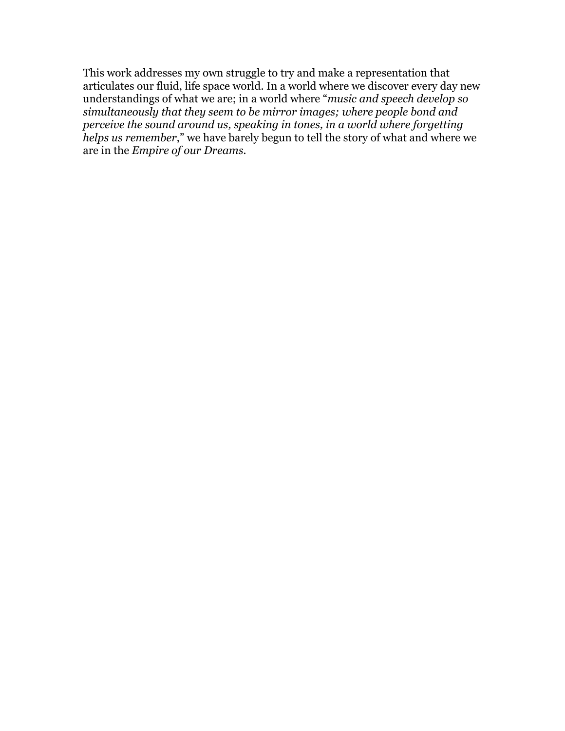This work addresses my own struggle to try and make a representation that articulates our fluid, life space world. In a world where we discover every day new understandings of what we are; in a world where "*music and speech develop so simultaneously that they seem to be mirror images; where people bond and perceive the sound around us, speaking in tones, in a world where forgetting helps us remember*," we have barely begun to tell the story of what and where we are in the *Empire of our Dreams*.